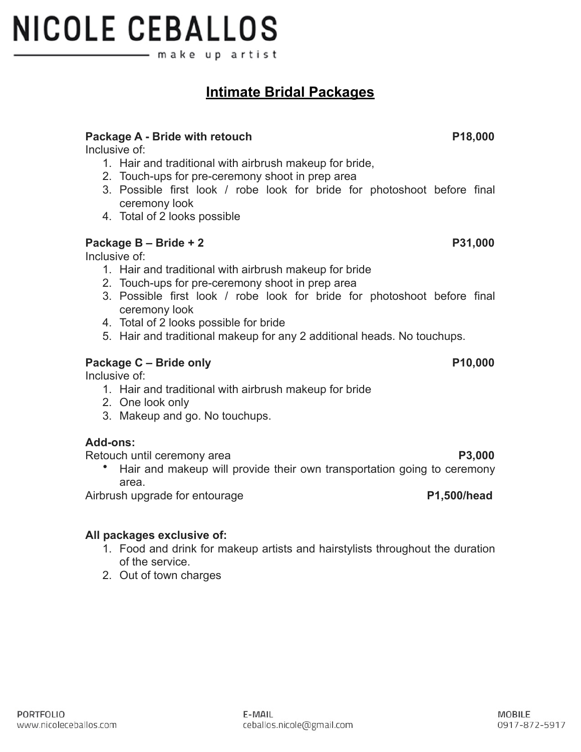# NICOLE CEBALLOS

make up artist

## Intimate Bridal Packages

**Package A - Bride with retouch** **P18,000**

Inclusive of:

1. Hair and traditional with airbrush makeup for bride,
2. Touch-ups for pre-ceremony shoot in prep area
3. Possible first look / robe look for bride for photoshoot before final ceremony look
4. Total of 2 looks possible

**Package B – Bride + 2** **P31,000**

Inclusive of:

1. Hair and traditional with airbrush makeup for bride
2. Touch-ups for pre-ceremony shoot in prep area
3. Possible first look / robe look for bride for photoshoot before final ceremony look
4. Total of 2 looks possible for bride
5. Hair and traditional makeup for any 2 additional heads. No touchups.

**Package C – Bride only** **P10,000**

Inclusive of:

1. Hair and traditional with airbrush makeup for bride
2. One look only
3. Makeup and go. No touchups.

**Add-ons:**

Retouch until ceremony area **P3,000**

- Hair and makeup will provide their own transportation going to ceremony area.

Airbrush upgrade for entourage **P1,500/head**

**All packages exclusive of:**

1. Food and drink for makeup artists and hairstylists throughout the duration of the service.
2. Out of town charges

PORTFOLIO
www.nicoleceballos.com

E-MAIL
ceballos.nicole@gmail.com

MOBILE
0917-872-5917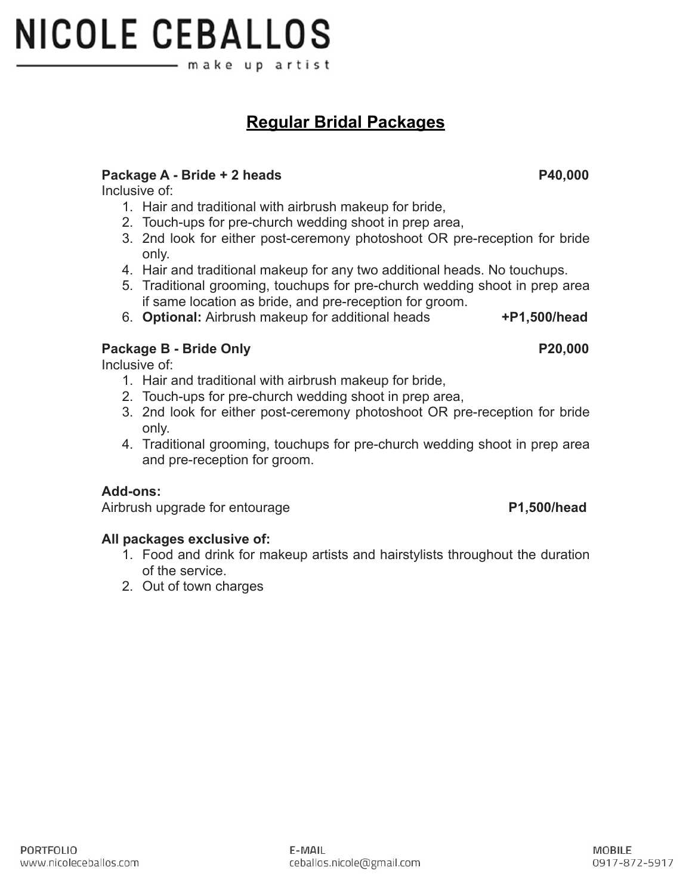# NICOLE CEBALLOS

make up artist

## Regular Bridal Packages

**Package A - Bride + 2 heads** **P40,000**

Inclusive of:

1. Hair and traditional with airbrush makeup for bride,
2. Touch-ups for pre-church wedding shoot in prep area,
3. 2nd look for either post-ceremony photoshoot OR pre-reception for bride only.
4. Hair and traditional makeup for any two additional heads. No touchups.
5. Traditional grooming, touchups for pre-church wedding shoot in prep area if same location as bride, and pre-reception for groom.
6. **Optional:** Airbrush makeup for additional heads **+P1,500/head**

**Package B - Bride Only** **P20,000**

Inclusive of:

1. Hair and traditional with airbrush makeup for bride,
2. Touch-ups for pre-church wedding shoot in prep area,
3. 2nd look for either post-ceremony photoshoot OR pre-reception for bride only.
4. Traditional grooming, touchups for pre-church wedding shoot in prep area and pre-reception for groom.

**Add-ons:**

Airbrush upgrade for entourage **P1,500/head**

**All packages exclusive of:**

1. Food and drink for makeup artists and hairstylists throughout the duration of the service.
2. Out of town charges

PORTFOLIO
www.nicoleceballos.com

E-MAIL
ceballos.nicole@gmail.com

MOBILE
0917-872-5917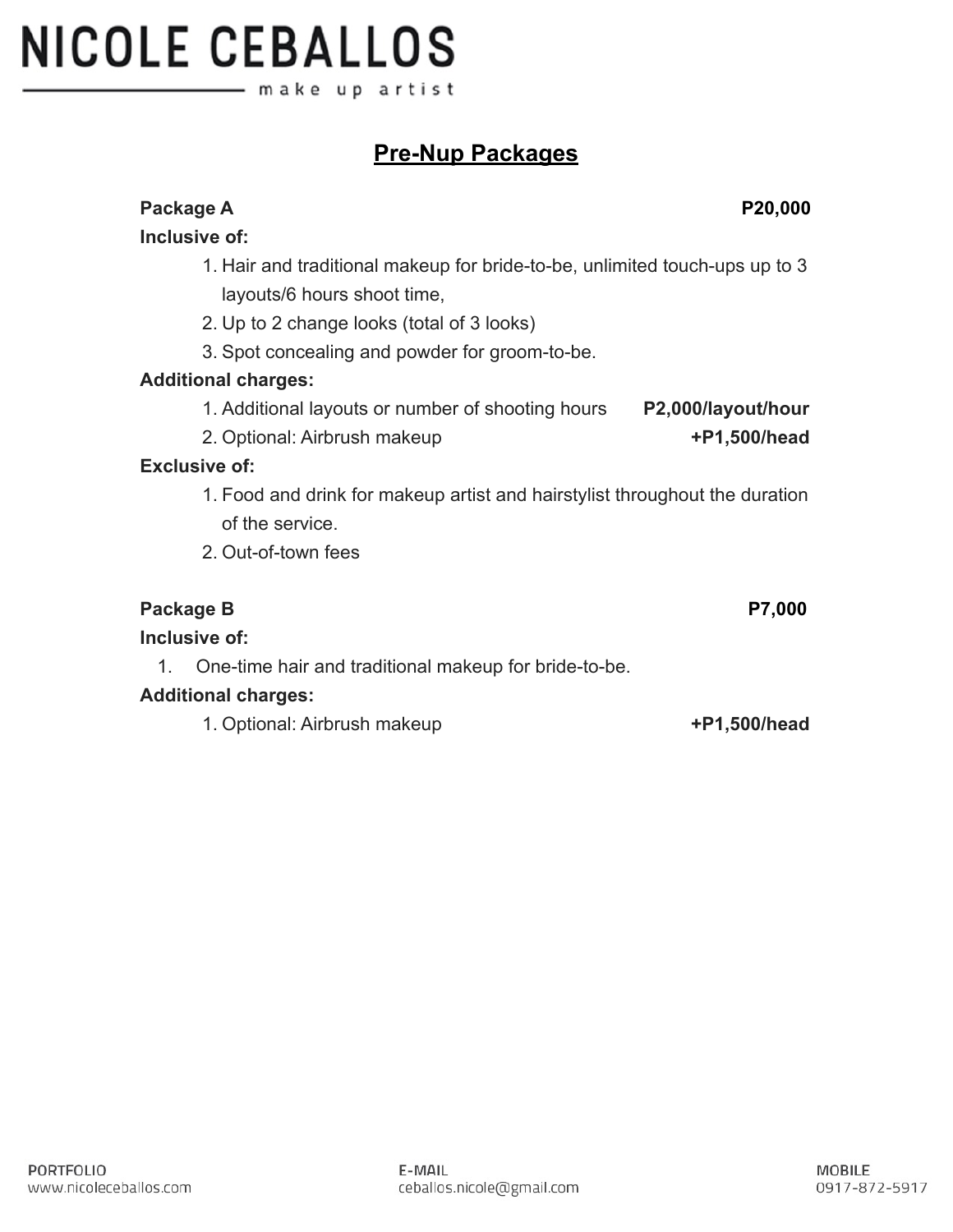# NICOLE CEBALLOS

make up artist

## Pre-Nup Packages

**Package A** **P20,000**

**Inclusive of:**

1. Hair and traditional makeup for bride-to-be, unlimited touch-ups up to 3 layouts/6 hours shoot time,
2. Up to 2 change looks (total of 3 looks)
3. Spot concealing and powder for groom-to-be.

**Additional charges:**

1. Additional layouts or number of shooting hours **P2,000/layout/hour**
2. Optional: Airbrush makeup **+P1,500/head**

**Exclusive of:**

1. Food and drink for makeup artist and hairstylist throughout the duration of the service.
2. Out-of-town fees

**Package B** **P7,000**

**Inclusive of:**

1. One-time hair and traditional makeup for bride-to-be.

**Additional charges:**

1. Optional: Airbrush makeup **+P1,500/head**

PORTFOLIO
www.nicoleceballos.com

E-MAIL
ceballos.nicole@gmail.com

MOBILE
0917-872-5917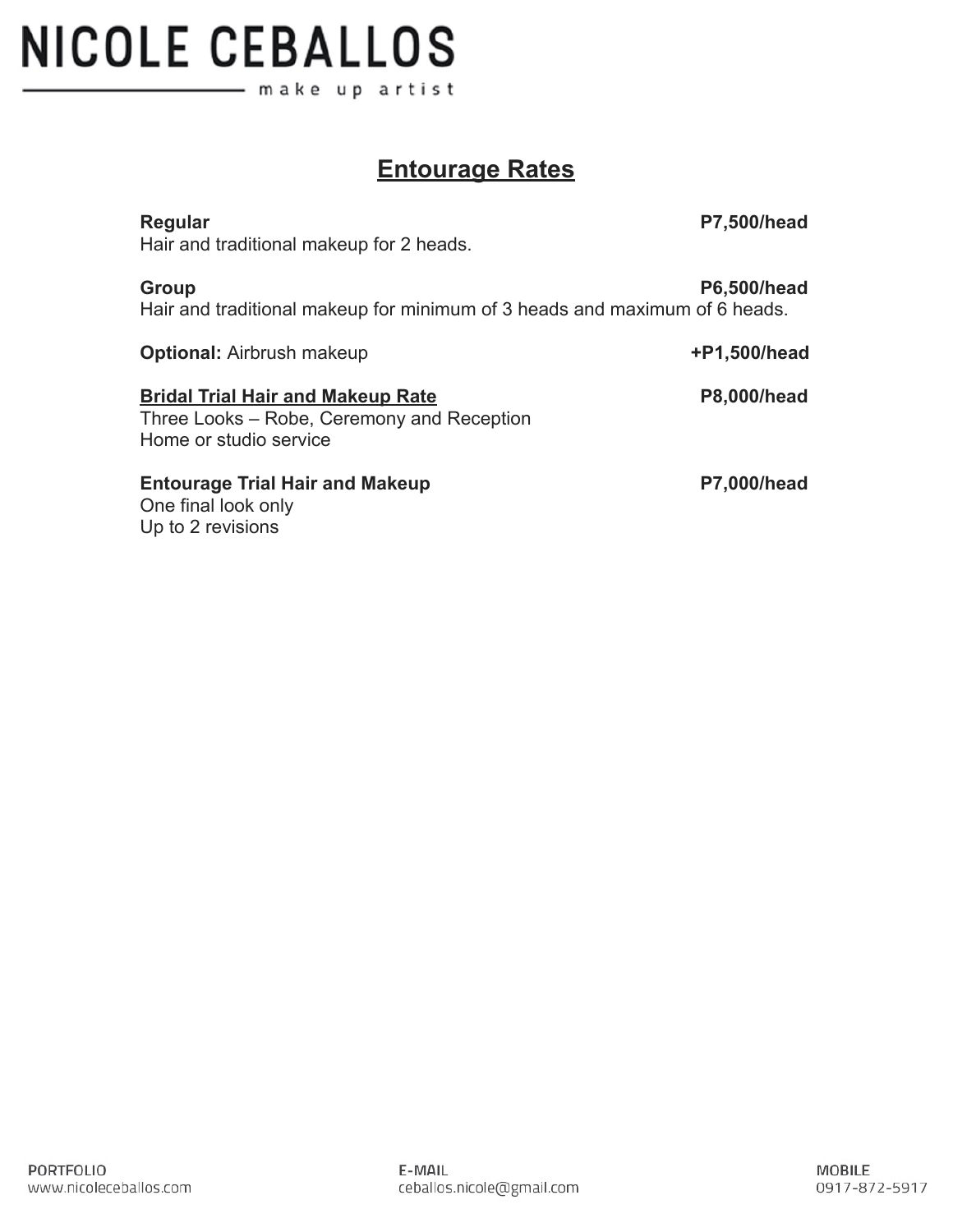NICOLE CEBALLOS
make up artist

## Entourage Rates

**Regular** **P7,500/head**
Hair and traditional makeup for 2 heads.

**Group** **P6,500/head**
Hair and traditional makeup for minimum of 3 heads and maximum of 6 heads.

**Optional:** Airbrush makeup **+P1,500/head**

**<u>Bridal Trial Hair and Makeup Rate</u>** **P8,000/head**
Three Looks – Robe, Ceremony and Reception
Home or studio service

**Entourage Trial Hair and Makeup** **P7,000/head**
One final look only
Up to 2 revisions

PORTFOLIO
www.nicoleceballos.com

E-MAIL
ceballos.nicole@gmail.com

MOBILE
0917-872-5917